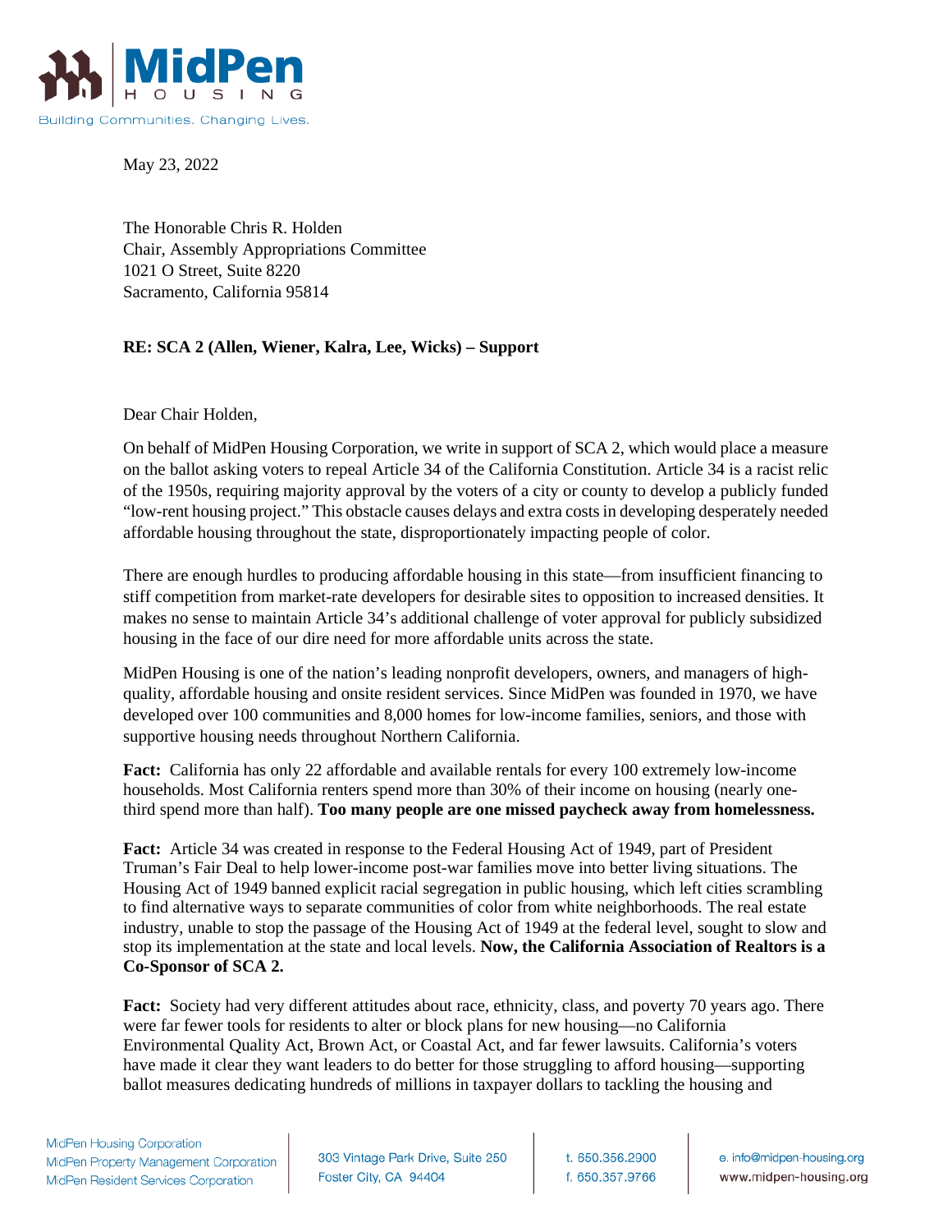May 23, 2022

The Honorable Chris R. Holden
Chair, Assembly Appropriations Committee
1021 O Street, Suite 8220
Sacramento, California 95814

**RE: SCA 2 (Allen, Wiener, Kalra, Lee, Wicks) – Support**

Dear Chair Holden,

On behalf of MidPen Housing Corporation, we write in support of SCA 2, which would place a measure on the ballot asking voters to repeal Article 34 of the California Constitution. Article 34 is a racist relic of the 1950s, requiring majority approval by the voters of a city or county to develop a publicly funded "low-rent housing project." This obstacle causes delays and extra costs in developing desperately needed affordable housing throughout the state, disproportionately impacting people of color.

There are enough hurdles to producing affordable housing in this state—from insufficient financing to stiff competition from market-rate developers for desirable sites to opposition to increased densities. It makes no sense to maintain Article 34's additional challenge of voter approval for publicly subsidized housing in the face of our dire need for more affordable units across the state.

MidPen Housing is one of the nation's leading nonprofit developers, owners, and managers of high-quality, affordable housing and onsite resident services. Since MidPen was founded in 1970, we have developed over 100 communities and 8,000 homes for low-income families, seniors, and those with supportive housing needs throughout Northern California.

**Fact:** California has only 22 affordable and available rentals for every 100 extremely low-income households. Most California renters spend more than 30% of their income on housing (nearly one-third spend more than half). **Too many people are one missed paycheck away from homelessness.**

**Fact:** Article 34 was created in response to the Federal Housing Act of 1949, part of President Truman's Fair Deal to help lower-income post-war families move into better living situations. The Housing Act of 1949 banned explicit racial segregation in public housing, which left cities scrambling to find alternative ways to separate communities of color from white neighborhoods. The real estate industry, unable to stop the passage of the Housing Act of 1949 at the federal level, sought to slow and stop its implementation at the state and local levels. **Now, the California Association of Realtors is a Co-Sponsor of SCA 2.**

**Fact:** Society had very different attitudes about race, ethnicity, class, and poverty 70 years ago. There were far fewer tools for residents to alter or block plans for new housing—no California Environmental Quality Act, Brown Act, or Coastal Act, and far fewer lawsuits. California's voters have made it clear they want leaders to do better for those struggling to afford housing—supporting ballot measures dedicating hundreds of millions in taxpayer dollars to tackling the housing and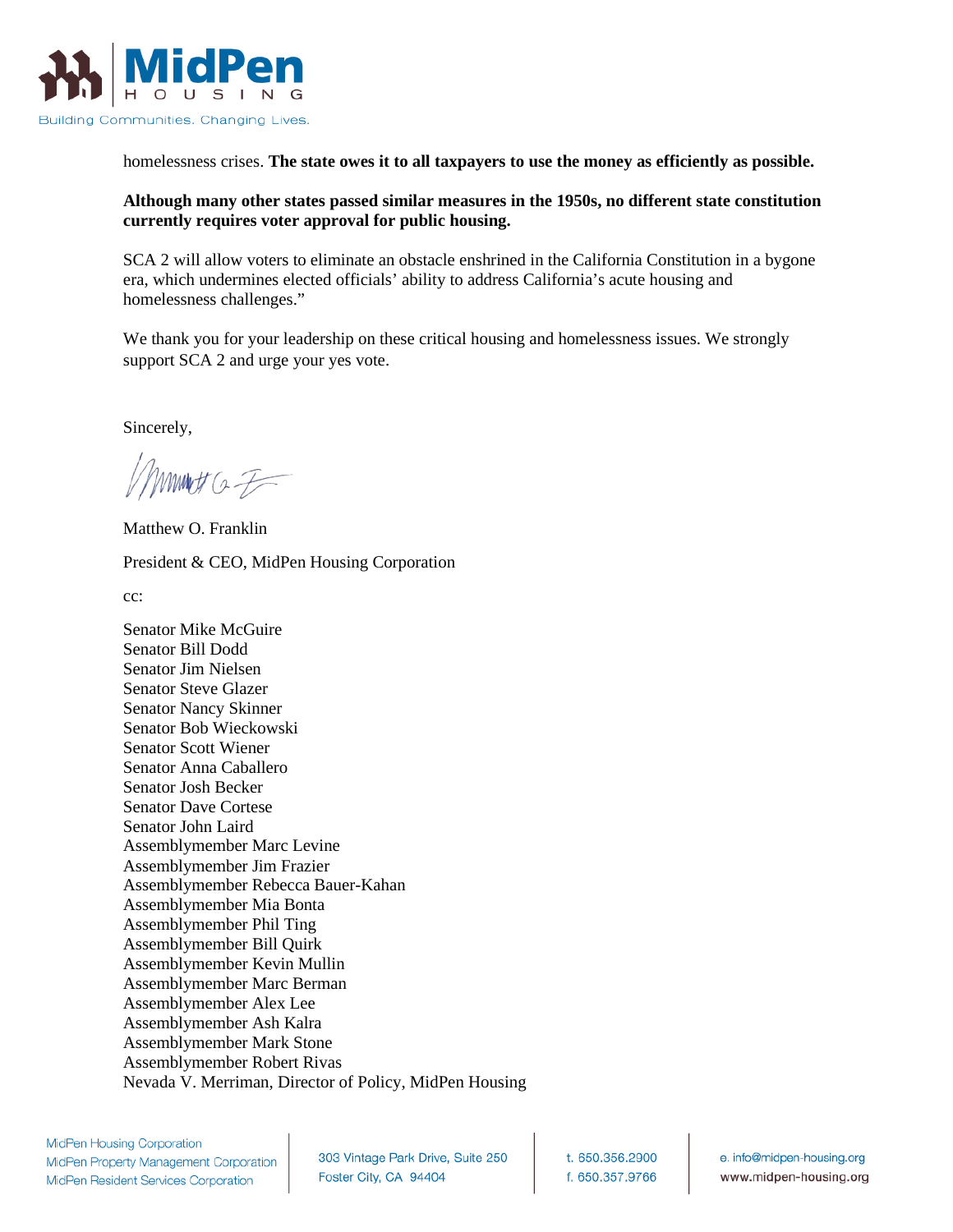homelessness crises. **The state owes it to all taxpayers to use the money as efficiently as possible.**

**Although many other states passed similar measures in the 1950s, no different state constitution currently requires voter approval for public housing.**

SCA 2 will allow voters to eliminate an obstacle enshrined in the California Constitution in a bygone era, which undermines elected officials' ability to address California's acute housing and homelessness challenges."

We thank you for your leadership on these critical housing and homelessness issues. We strongly support SCA 2 and urge your yes vote.

Sincerely,

Matthew O. Franklin

President & CEO, MidPen Housing Corporation

cc:

Senator Mike McGuire
Senator Bill Dodd
Senator Jim Nielsen
Senator Steve Glazer
Senator Nancy Skinner
Senator Bob Wieckowski
Senator Scott Wiener
Senator Anna Caballero
Senator Josh Becker
Senator Dave Cortese
Senator John Laird
Assemblymember Marc Levine
Assemblymember Jim Frazier
Assemblymember Rebecca Bauer-Kahan
Assemblymember Mia Bonta
Assemblymember Phil Ting
Assemblymember Bill Quirk
Assemblymember Kevin Mullin
Assemblymember Marc Berman
Assemblymember Alex Lee
Assemblymember Ash Kalra
Assemblymember Mark Stone
Assemblymember Robert Rivas
Nevada V. Merriman, Director of Policy, MidPen Housing